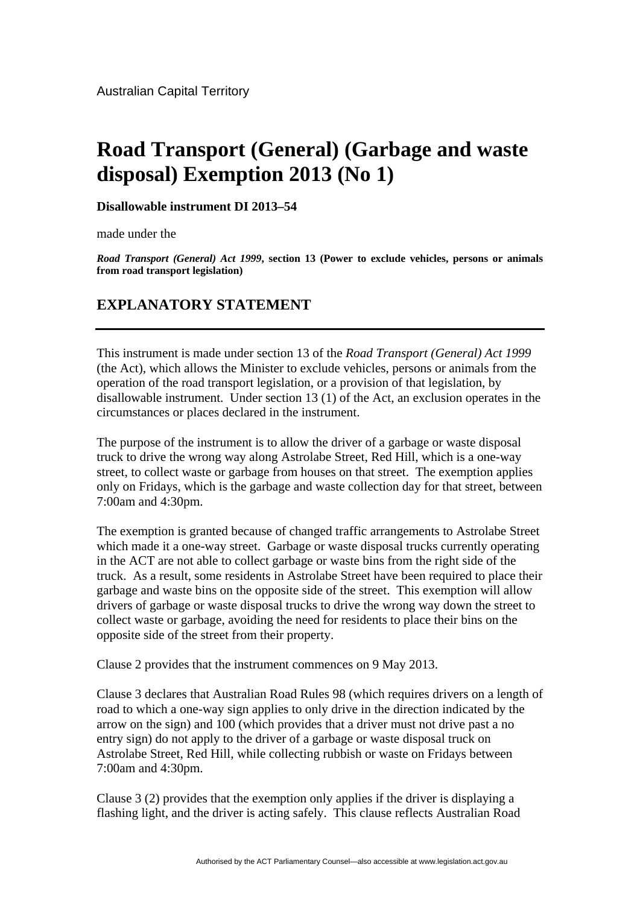Australian Capital Territory

# Road Transport (General) (Garbage and waste disposal) Exemption 2013 (No 1)

**Disallowable instrument DI 2013–54**

made under the

***Road Transport (General) Act 1999*, section 13 (Power to exclude vehicles, persons or animals from road transport legislation)**

## EXPLANATORY STATEMENT

---

This instrument is made under section 13 of the *Road Transport (General) Act 1999* (the Act), which allows the Minister to exclude vehicles, persons or animals from the operation of the road transport legislation, or a provision of that legislation, by disallowable instrument. Under section 13 (1) of the Act, an exclusion operates in the circumstances or places declared in the instrument.

The purpose of the instrument is to allow the driver of a garbage or waste disposal truck to drive the wrong way along Astrolabe Street, Red Hill, which is a one-way street, to collect waste or garbage from houses on that street. The exemption applies only on Fridays, which is the garbage and waste collection day for that street, between 7:00am and 4:30pm.

The exemption is granted because of changed traffic arrangements to Astrolabe Street which made it a one-way street. Garbage or waste disposal trucks currently operating in the ACT are not able to collect garbage or waste bins from the right side of the truck. As a result, some residents in Astrolabe Street have been required to place their garbage and waste bins on the opposite side of the street. This exemption will allow drivers of garbage or waste disposal trucks to drive the wrong way down the street to collect waste or garbage, avoiding the need for residents to place their bins on the opposite side of the street from their property.

Clause 2 provides that the instrument commences on 9 May 2013.

Clause 3 declares that Australian Road Rules 98 (which requires drivers on a length of road to which a one-way sign applies to only drive in the direction indicated by the arrow on the sign) and 100 (which provides that a driver must not drive past a no entry sign) do not apply to the driver of a garbage or waste disposal truck on Astrolabe Street, Red Hill, while collecting rubbish or waste on Fridays between 7:00am and 4:30pm.

Clause 3 (2) provides that the exemption only applies if the driver is displaying a flashing light, and the driver is acting safely. This clause reflects Australian Road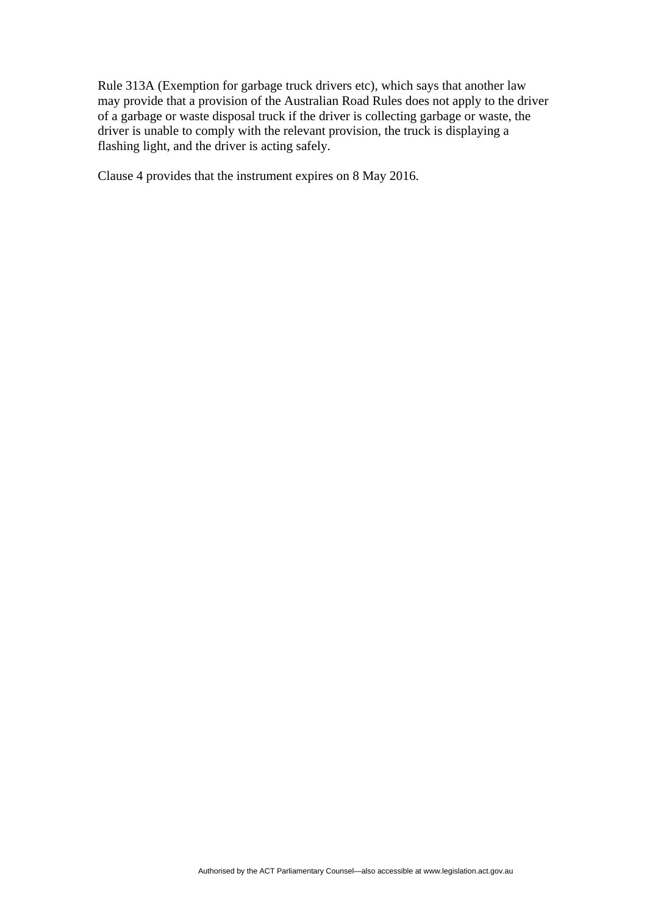Rule 313A (Exemption for garbage truck drivers etc), which says that another law may provide that a provision of the Australian Road Rules does not apply to the driver of a garbage or waste disposal truck if the driver is collecting garbage or waste, the driver is unable to comply with the relevant provision, the truck is displaying a flashing light, and the driver is acting safely.

Clause 4 provides that the instrument expires on 8 May 2016.